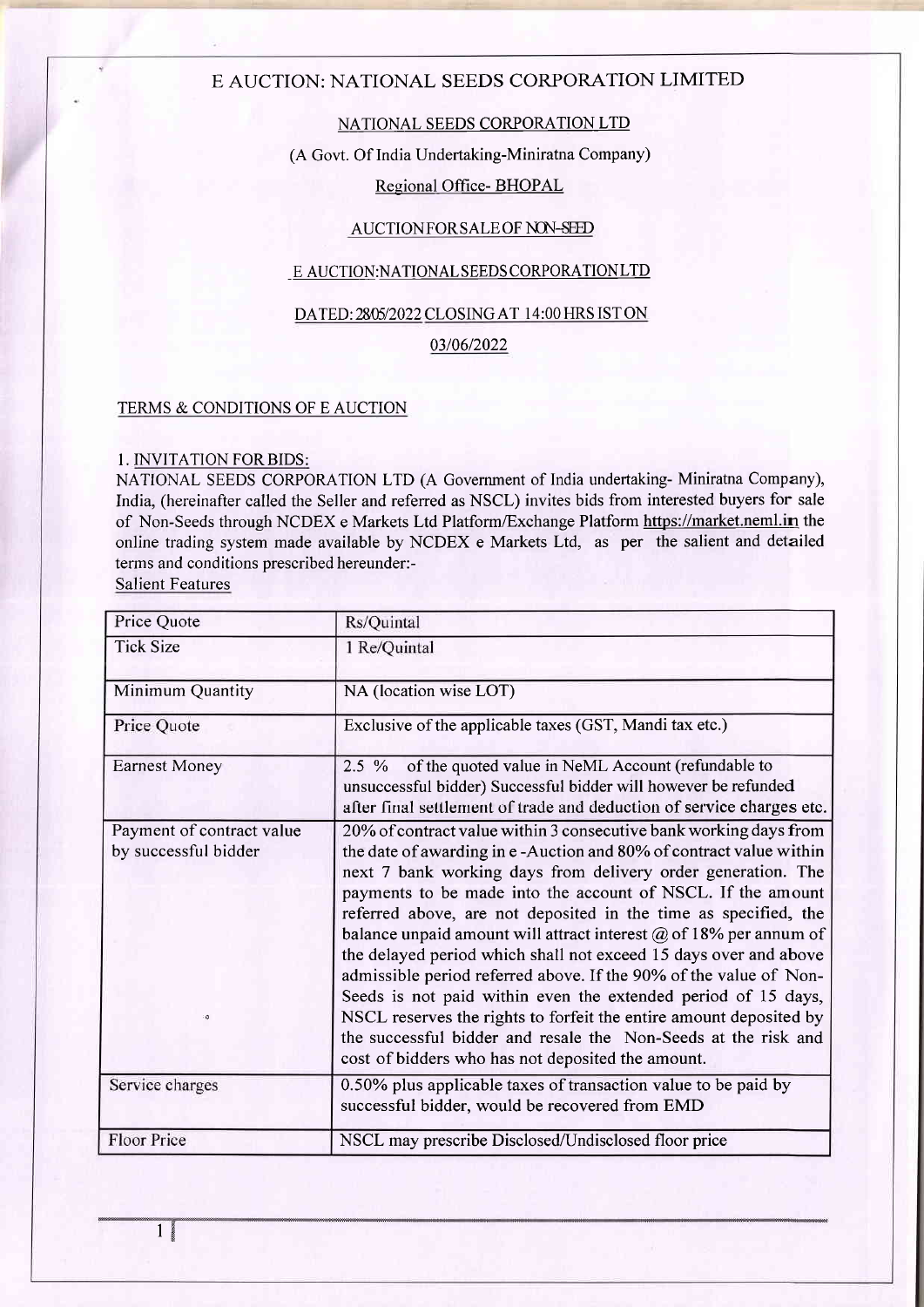# E AUCTION: NATIONAL SEEDS CORPORATION LIMITED

NATIONAL SEEDS CORPORATION LTD

(A Govt. Of India Undertaking-Miniratna Company)

Regional Office- BHOPAL

AUCTION FOR SALE OF NON-SEED

E AUCTION:NATIONAL SEEDS CORPORATION LTD

DATED: 28/05/2022 CLOSING AT 14:00 HRS IST ON

03/06/2022

## TERMS & CONDITIONS OF E AUCTION

### 1. INVITATION FOR BIDS:

NATIONAL SEEDS CORPORATION LTD (A Government of India undertaking- Miniratna Company), India, (hereinafter called the Seller and referred as NSCL) invites bids from interested buyers for sale of Non-Seeds through NCDEX e Markets Ltd Platform/Exchange Platform https://market.neml.in the online trading system made available by NCDEX e Markets Ltd, as per the salient and detailed terms and conditions prescribed hereunder:-

Salient Features

| Price Quote | Rs/Quintal |
|---|---|
| Tick Size | 1 Re/Quintal |
| Minimum Quantity | NA (location wise LOT) |
| Price Quote | Exclusive of the applicable taxes (GST, Mandi tax etc.) |
| Earnest Money | 2.5 % of the quoted value in NeML Account (refundable to unsuccessful bidder) Successful bidder will however be refunded after final settlement of trade and deduction of service charges etc. |
| Payment of contract value by successful bidder | 20% of contract value within 3 consecutive bank working days from the date of awarding in e -Auction and 80% of contract value within next 7 bank working days from delivery order generation. The payments to be made into the account of NSCL. If the amount referred above, are not deposited in the time as specified, the balance unpaid amount will attract interest @ of 18% per annum of the delayed period which shall not exceed 15 days over and above admissible period referred above. If the 90% of the value of Non-Seeds is not paid within even the extended period of 15 days, NSCL reserves the rights to forfeit the entire amount deposited by the successful bidder and resale the Non-Seeds at the risk and cost of bidders who has not deposited the amount. |
| Service charges | 0.50% plus applicable taxes of transaction value to be paid by successful bidder, would be recovered from EMD |
| Floor Price | NSCL may prescribe Disclosed/Undisclosed floor price |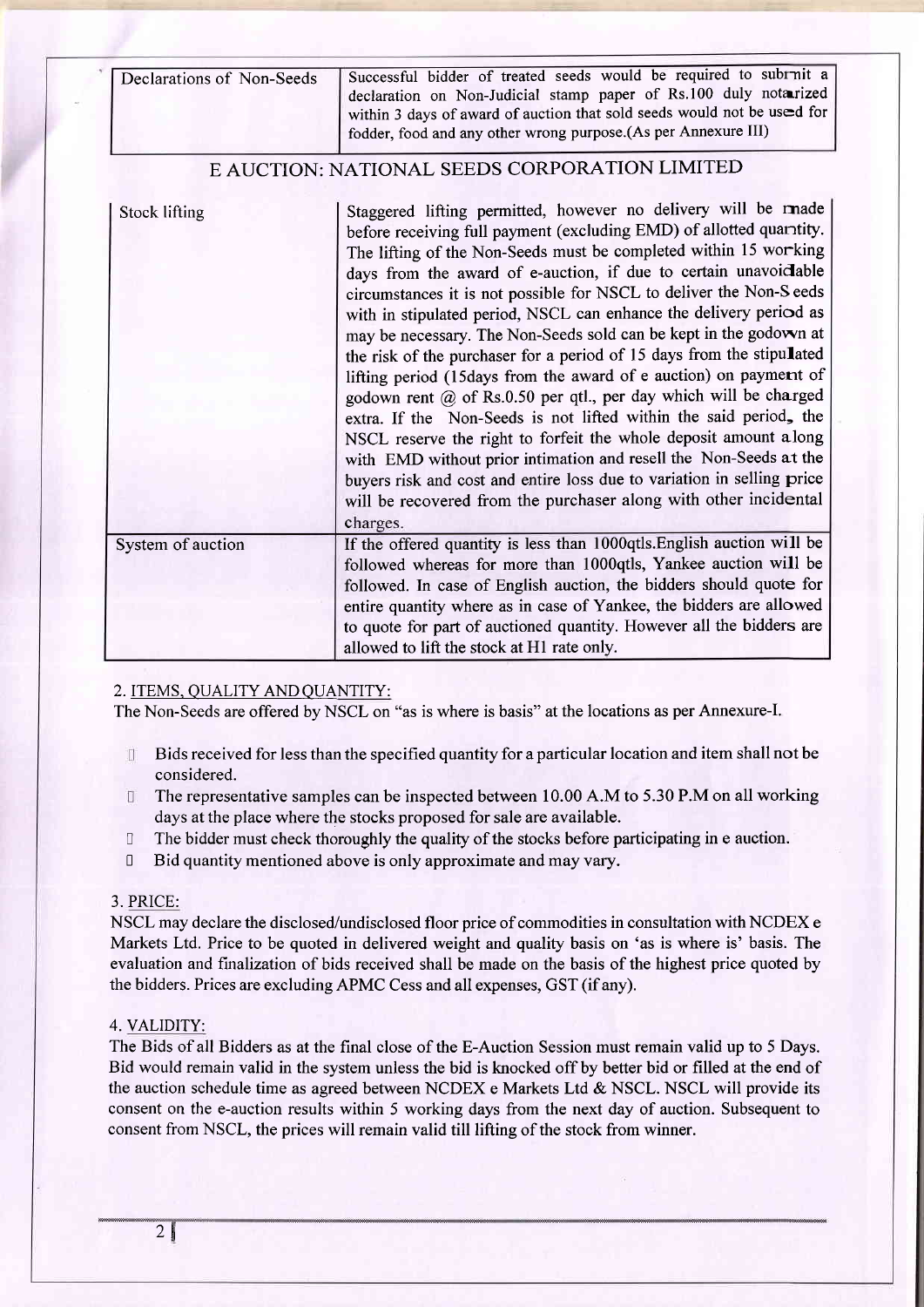| Declarations of Non-Seeds | Successful bidder of treated seeds would be required to submit a declaration on Non-Judicial stamp paper of Rs.100 duly notarized within 3 days of award of auction that sold seeds would not be used for fodder, food and any other wrong purpose.(As per Annexure III) |
|---|---|

## E AUCTION: NATIONAL SEEDS CORPORATION LIMITED

| Stock lifting | Staggered lifting permitted, however no delivery will be made before receiving full payment (excluding EMD) of allotted quantity. The lifting of the Non-Seeds must be completed within 15 working days from the award of e-auction, if due to certain unavoidable circumstances it is not possible for NSCL to deliver the Non-Seeds with in stipulated period, NSCL can enhance the delivery period as may be necessary. The Non-Seeds sold can be kept in the godown at the risk of the purchaser for a period of 15 days from the stipulated lifting period (15days from the award of e auction) on payment of godown rent @ of Rs.0.50 per qtl., per day which will be charged extra. If the Non-Seeds is not lifted within the said period, the NSCL reserve the right to forfeit the whole deposit amount along with EMD without prior intimation and resell the Non-Seeds at the buyers risk and cost and entire loss due to variation in selling price will be recovered from the purchaser along with other incidental charges. |
|---|---|
| System of auction | If the offered quantity is less than 1000qtls.English auction will be followed whereas for more than 1000qtls, Yankee auction will be followed. In case of English auction, the bidders should quote for entire quantity where as in case of Yankee, the bidders are allowed to quote for part of auctioned quantity. However all the bidders are allowed to lift the stock at H1 rate only. |

### 2. ITEMS, QUALITY AND QUANTITY:

The Non-Seeds are offered by NSCL on "as is where is basis" at the locations as per Annexure-I.

- Bids received for less than the specified quantity for a particular location and item shall not be considered.
- The representative samples can be inspected between 10.00 A.M to 5.30 P.M on all working days at the place where the stocks proposed for sale are available.
- The bidder must check thoroughly the quality of the stocks before participating in e auction.
- Bid quantity mentioned above is only approximate and may vary.

### 3. PRICE:

NSCL may declare the disclosed/undisclosed floor price of commodities in consultation with NCDEX e Markets Ltd. Price to be quoted in delivered weight and quality basis on 'as is where is' basis. The evaluation and finalization of bids received shall be made on the basis of the highest price quoted by the bidders. Prices are excluding APMC Cess and all expenses, GST (if any).

### 4. VALIDITY:

The Bids of all Bidders as at the final close of the E-Auction Session must remain valid up to 5 Days. Bid would remain valid in the system unless the bid is knocked off by better bid or filled at the end of the auction schedule time as agreed between NCDEX e Markets Ltd & NSCL. NSCL will provide its consent on the e-auction results within 5 working days from the next day of auction. Subsequent to consent from NSCL, the prices will remain valid till lifting of the stock from winner.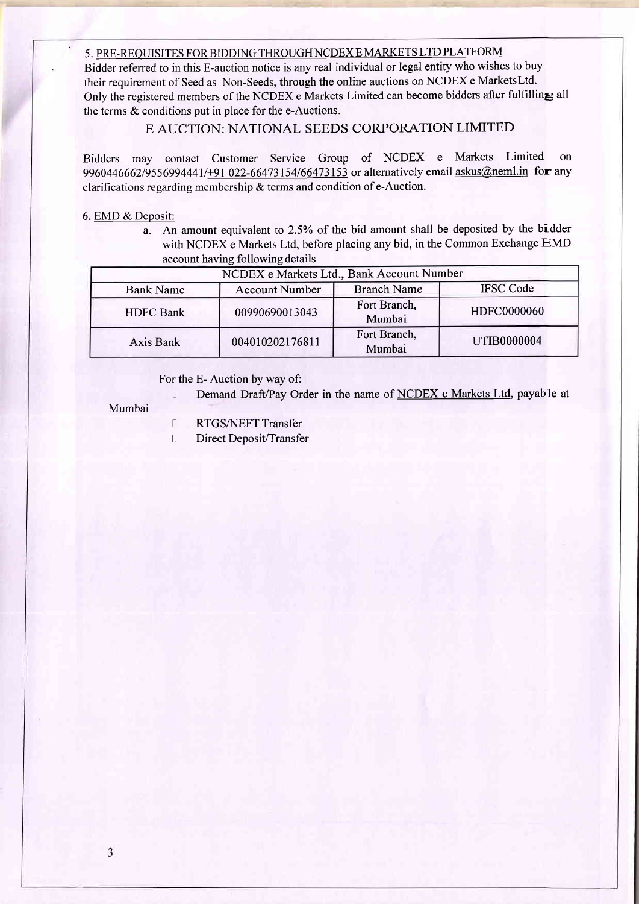5. PRE-REQUISITES FOR BIDDING THROUGH NCDEX E MARKETS LTD PLATFORM

Bidder referred to in this E-auction notice is any real individual or legal entity who wishes to buy their requirement of Seed as Non-Seeds, through the online auctions on NCDEX e MarketsLtd. Only the registered members of the NCDEX e Markets Limited can become bidders after fulfilling all the terms & conditions put in place for the e-Auctions.

## E AUCTION: NATIONAL SEEDS CORPORATION LIMITED

Bidders may contact Customer Service Group of NCDEX e Markets Limited on 9960446662/9556994441/+91 022-66473154/66473153 or alternatively email askus@neml.in for any clarifications regarding membership & terms and condition of e-Auction.

6. EMD & Deposit:

a. An amount equivalent to 2.5% of the bid amount shall be deposited by the bidder with NCDEX e Markets Ltd, before placing any bid, in the Common Exchange EMD account having following details

| NCDEX e Markets Ltd., Bank Account Number | | | |
|---|---|---|---|
| Bank Name | Account Number | Branch Name | IFSC Code |
| HDFC Bank | 00990690013043 | Fort Branch, Mumbai | HDFC0000060 |
| Axis Bank | 004010202176811 | Fort Branch, Mumbai | UTIB0000004 |

For the E- Auction by way of:

- Demand Draft/Pay Order in the name of NCDEX e Markets Ltd, payable at Mumbai
- RTGS/NEFT Transfer
- Direct Deposit/Transfer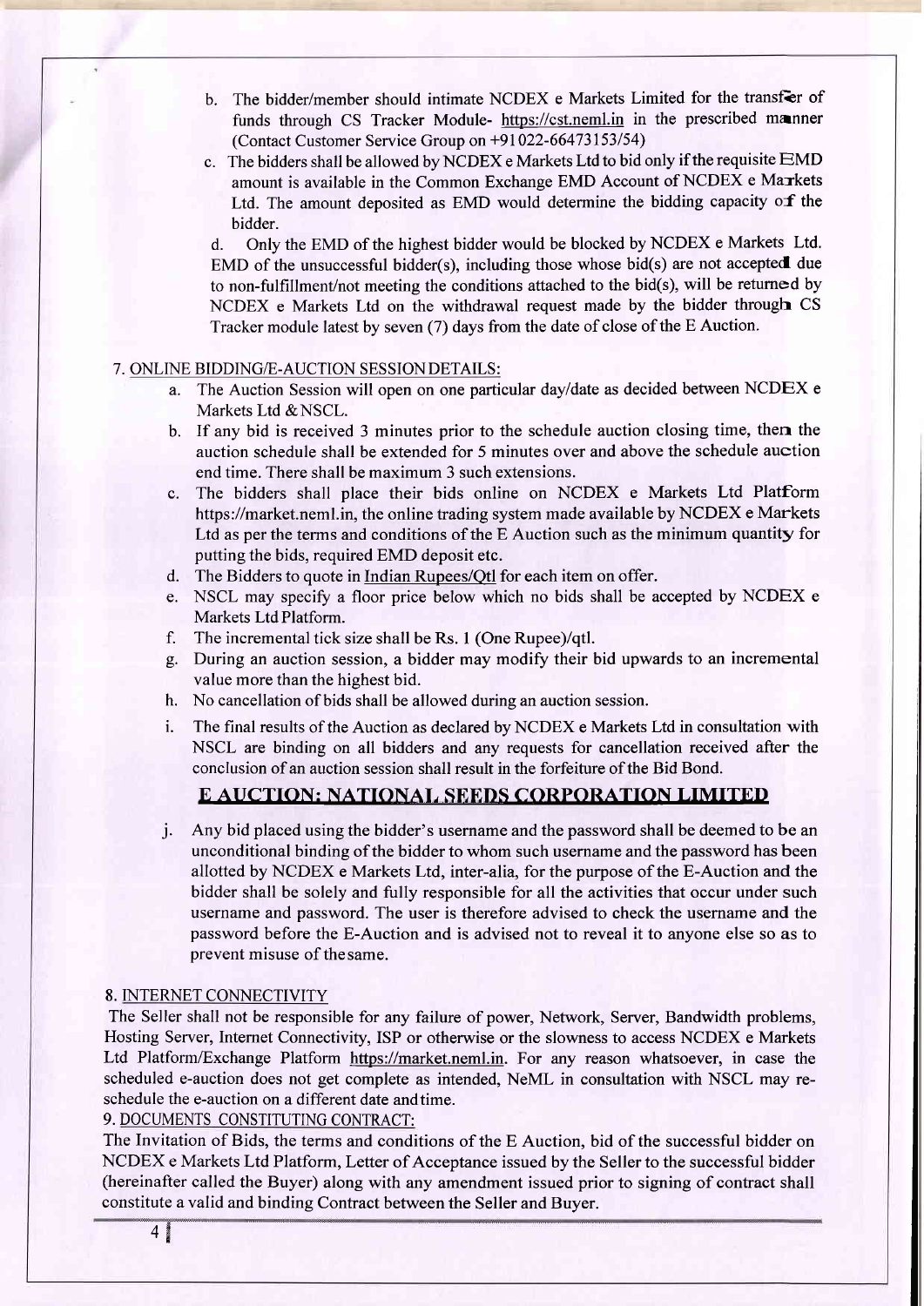b. The bidder/member should intimate NCDEX e Markets Limited for the transfer of funds through CS Tracker Module- https://cst.neml.in in the prescribed manner (Contact Customer Service Group on +91022-66473153/54)

c. The bidders shall be allowed by NCDEX e Markets Ltd to bid only if the requisite EMD amount is available in the Common Exchange EMD Account of NCDEX e Markets Ltd. The amount deposited as EMD would determine the bidding capacity of the bidder.

d. Only the EMD of the highest bidder would be blocked by NCDEX e Markets Ltd. EMD of the unsuccessful bidder(s), including those whose bid(s) are not accepted due to non-fulfillment/not meeting the conditions attached to the bid(s), will be returned by NCDEX e Markets Ltd on the withdrawal request made by the bidder through CS Tracker module latest by seven (7) days from the date of close of the E Auction.

7. ONLINE BIDDING/E-AUCTION SESSION DETAILS:

a. The Auction Session will open on one particular day/date as decided between NCDEX e Markets Ltd & NSCL.

b. If any bid is received 3 minutes prior to the schedule auction closing time, then the auction schedule shall be extended for 5 minutes over and above the schedule auction end time. There shall be maximum 3 such extensions.

c. The bidders shall place their bids online on NCDEX e Markets Ltd Platform https://market.neml.in, the online trading system made available by NCDEX e Markets Ltd as per the terms and conditions of the E Auction such as the minimum quantity for putting the bids, required EMD deposit etc.

d. The Bidders to quote in Indian Rupees/Qtl for each item on offer.

e. NSCL may specify a floor price below which no bids shall be accepted by NCDEX e Markets Ltd Platform.

f. The incremental tick size shall be Rs. 1 (One Rupee)/qtl.

g. During an auction session, a bidder may modify their bid upwards to an incremental value more than the highest bid.

h. No cancellation of bids shall be allowed during an auction session.

i. The final results of the Auction as declared by NCDEX e Markets Ltd in consultation with NSCL are binding on all bidders and any requests for cancellation received after the conclusion of an auction session shall result in the forfeiture of the Bid Bond.

**E AUCTION: NATIONAL SEEDS CORPORATION LIMITED**

j. Any bid placed using the bidder's username and the password shall be deemed to be an unconditional binding of the bidder to whom such username and the password has been allotted by NCDEX e Markets Ltd, inter-alia, for the purpose of the E-Auction and the bidder shall be solely and fully responsible for all the activities that occur under such username and password. The user is therefore advised to check the username and the password before the E-Auction and is advised not to reveal it to anyone else so as to prevent misuse of the same.

8. INTERNET CONNECTIVITY

The Seller shall not be responsible for any failure of power, Network, Server, Bandwidth problems, Hosting Server, Internet Connectivity, ISP or otherwise or the slowness to access NCDEX e Markets Ltd Platform/Exchange Platform https://market.neml.in. For any reason whatsoever, in case the scheduled e-auction does not get complete as intended, NeML in consultation with NSCL may re-schedule the e-auction on a different date and time.

9. DOCUMENTS CONSTITUTING CONTRACT:

The Invitation of Bids, the terms and conditions of the E Auction, bid of the successful bidder on NCDEX e Markets Ltd Platform, Letter of Acceptance issued by the Seller to the successful bidder (hereinafter called the Buyer) along with any amendment issued prior to signing of contract shall constitute a valid and binding Contract between the Seller and Buyer.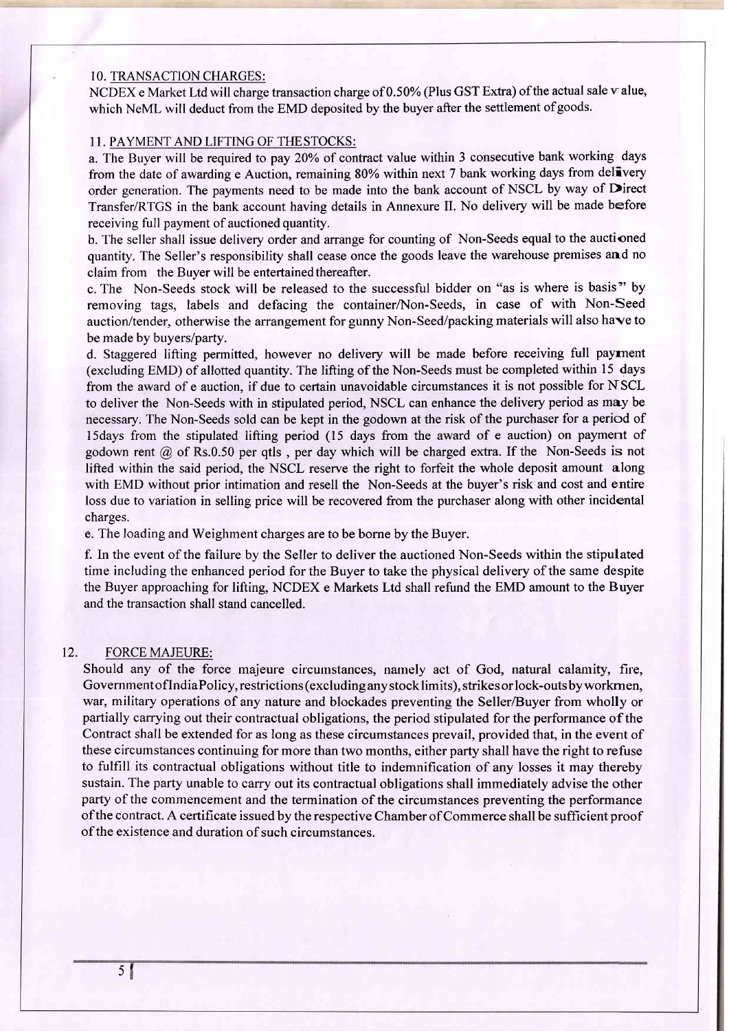10. TRANSACTION CHARGES:

NCDEX e Market Ltd will charge transaction charge of 0.50% (Plus GST Extra) of the actual sale value, which NeML will deduct from the EMD deposited by the buyer after the settlement of goods.

11. PAYMENT AND LIFTING OF THE STOCKS:

a. The Buyer will be required to pay 20% of contract value within 3 consecutive bank working days from the date of awarding e Auction, remaining 80% within next 7 bank working days from delivery order generation. The payments need to be made into the bank account of NSCL by way of Direct Transfer/RTGS in the bank account having details in Annexure II. No delivery will be made before receiving full payment of auctioned quantity.

b. The seller shall issue delivery order and arrange for counting of Non-Seeds equal to the auctioned quantity. The Seller's responsibility shall cease once the goods leave the warehouse premises and no claim from the Buyer will be entertained thereafter.

c. The Non-Seeds stock will be released to the successful bidder on "as is where is basis" by removing tags, labels and defacing the container/Non-Seeds, in case of with Non-Seed auction/tender, otherwise the arrangement for gunny Non-Seed/packing materials will also have to be made by buyers/party.

d. Staggered lifting permitted, however no delivery will be made before receiving full payment (excluding EMD) of allotted quantity. The lifting of the Non-Seeds must be completed within 15 days from the award of e auction, if due to certain unavoidable circumstances it is not possible for NSCL to deliver the Non-Seeds with in stipulated period, NSCL can enhance the delivery period as may be necessary. The Non-Seeds sold can be kept in the godown at the risk of the purchaser for a period of 15days from the stipulated lifting period (15 days from the award of e auction) on payment of godown rent @ of Rs.0.50 per qtls , per day which will be charged extra. If the Non-Seeds is not lifted within the said period, the NSCL reserve the right to forfeit the whole deposit amount along with EMD without prior intimation and resell the Non-Seeds at the buyer's risk and cost and entire loss due to variation in selling price will be recovered from the purchaser along with other incidental charges.

e. The loading and Weighment charges are to be borne by the Buyer.

f. In the event of the failure by the Seller to deliver the auctioned Non-Seeds within the stipulated time including the enhanced period for the Buyer to take the physical delivery of the same despite the Buyer approaching for lifting, NCDEX e Markets Ltd shall refund the EMD amount to the Buyer and the transaction shall stand cancelled.

12. FORCE MAJEURE:

Should any of the force majeure circumstances, namely act of God, natural calamity, fire, Government of India Policy, restrictions (excluding any stock limits), strikes or lock-outs by workmen, war, military operations of any nature and blockades preventing the Seller/Buyer from wholly or partially carrying out their contractual obligations, the period stipulated for the performance of the Contract shall be extended for as long as these circumstances prevail, provided that, in the event of these circumstances continuing for more than two months, either party shall have the right to refuse to fulfill its contractual obligations without title to indemnification of any losses it may thereby sustain. The party unable to carry out its contractual obligations shall immediately advise the other party of the commencement and the termination of the circumstances preventing the performance of the contract. A certificate issued by the respective Chamber of Commerce shall be sufficient proof of the existence and duration of such circumstances.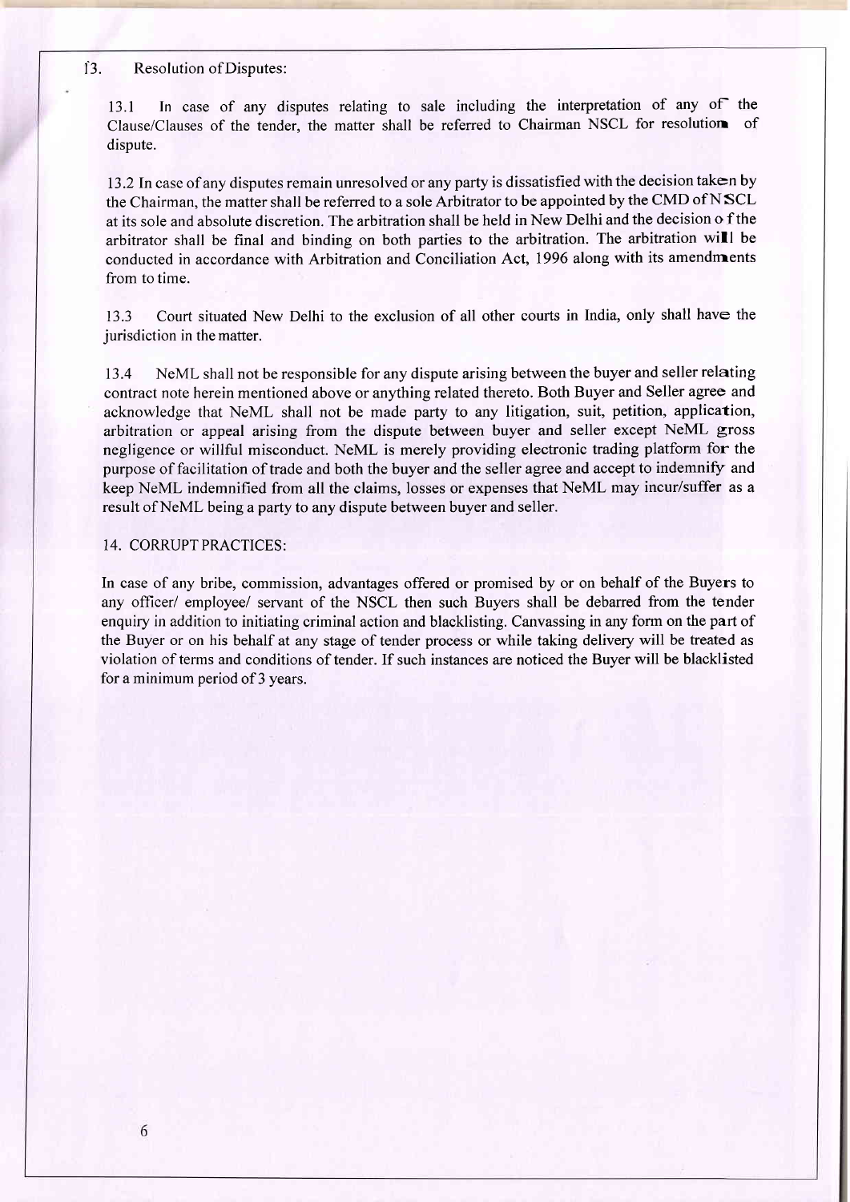## 13. Resolution of Disputes:

13.1 In case of any disputes relating to sale including the interpretation of any of the Clause/Clauses of the tender, the matter shall be referred to Chairman NSCL for resolution of dispute.

13.2 In case of any disputes remain unresolved or any party is dissatisfied with the decision taken by the Chairman, the matter shall be referred to a sole Arbitrator to be appointed by the CMD of NSCL at its sole and absolute discretion. The arbitration shall be held in New Delhi and the decision of the arbitrator shall be final and binding on both parties to the arbitration. The arbitration will be conducted in accordance with Arbitration and Conciliation Act, 1996 along with its amendments from to time.

13.3 Court situated New Delhi to the exclusion of all other courts in India, only shall have the jurisdiction in the matter.

13.4 NeML shall not be responsible for any dispute arising between the buyer and seller relating contract note herein mentioned above or anything related thereto. Both Buyer and Seller agree and acknowledge that NeML shall not be made party to any litigation, suit, petition, application, arbitration or appeal arising from the dispute between buyer and seller except NeML gross negligence or willful misconduct. NeML is merely providing electronic trading platform for the purpose of facilitation of trade and both the buyer and the seller agree and accept to indemnify and keep NeML indemnified from all the claims, losses or expenses that NeML may incur/suffer as a result of NeML being a party to any dispute between buyer and seller.

## 14. CORRUPT PRACTICES:

In case of any bribe, commission, advantages offered or promised by or on behalf of the Buyers to any officer/ employee/ servant of the NSCL then such Buyers shall be debarred from the tender enquiry in addition to initiating criminal action and blacklisting. Canvassing in any form on the part of the Buyer or on his behalf at any stage of tender process or while taking delivery will be treated as violation of terms and conditions of tender. If such instances are noticed the Buyer will be blacklisted for a minimum period of 3 years.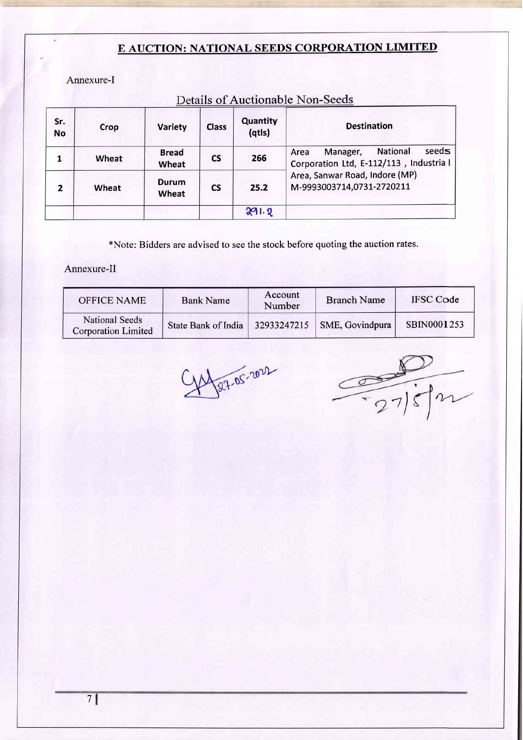# E AUCTION: NATIONAL SEEDS CORPORATION LIMITED

Annexure-I

## Details of Auctionable Non-Seeds

| Sr. No | Crop | Variety | Class | Quantity (qtls) | Destination |
|---|---|---|---|---|---|
| 1 | Wheat | Bread Wheat | CS | 266 | Area Manager, National seeds Corporation Ltd, E-112/113 , Industrial Area, Sanwar Road, Indore (MP) M-9993003714,0731-2720211 |
| 2 | Wheat | Durum Wheat | CS | 25.2 | |
| | | | | 291.2 | |

*Note: Bidders are advised to see the stock before quoting the auction rates.

Annexure-II

| OFFICE NAME | Bank Name | Account Number | Branch Name | IFSC Code |
|---|---|---|---|---|
| National Seeds Corporation Limited | State Bank of India | 32933247215 | SME, Govindpura | SBIN0001253 |

27-05-2022

27/5/22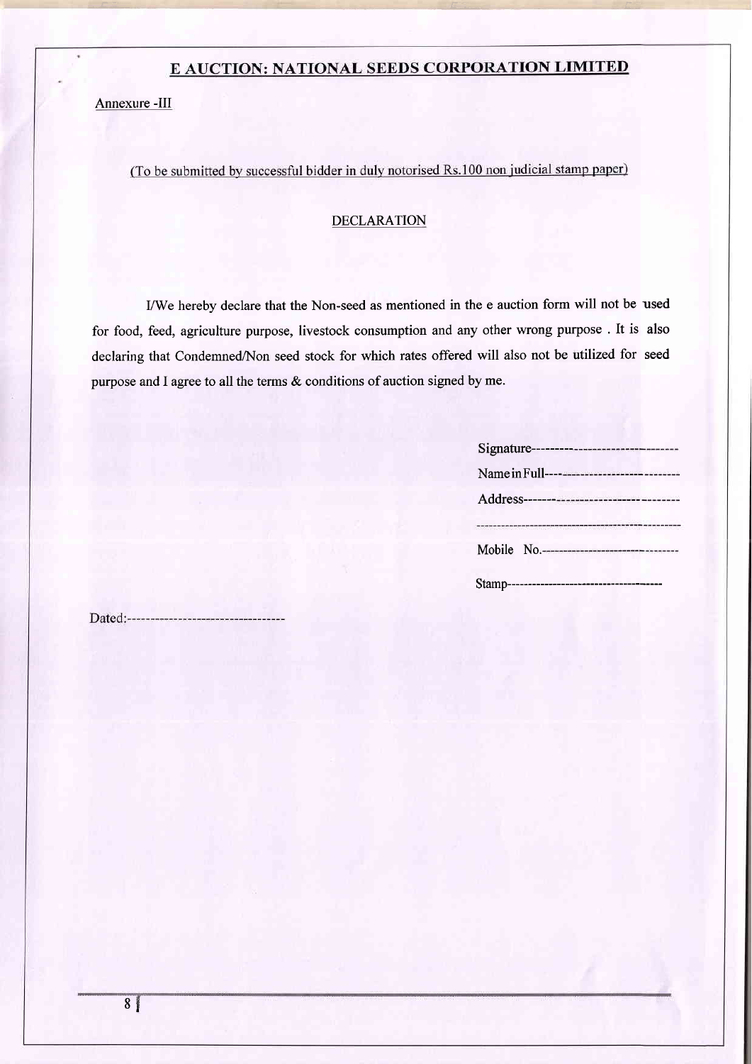# E AUCTION: NATIONAL SEEDS CORPORATION LIMITED

Annexure -III

(To be submitted by successful bidder in duly notorised Rs.100 non judicial stamp paper)

## DECLARATION

I/We hereby declare that the Non-seed as mentioned in the e auction form will not be used for food, feed, agriculture purpose, livestock consumption and any other wrong purpose . It is also declaring that Condemned/Non seed stock for which rates offered will also not be utilized for seed purpose and I agree to all the terms & conditions of auction signed by me.

Signature------------------------------------

NameinFull-----------------------------------

Address--------------------------------------

---------------------------------------------

Mobile No.-----------------------------------

Stamp----------------------------------------

Dated:----------------------------------